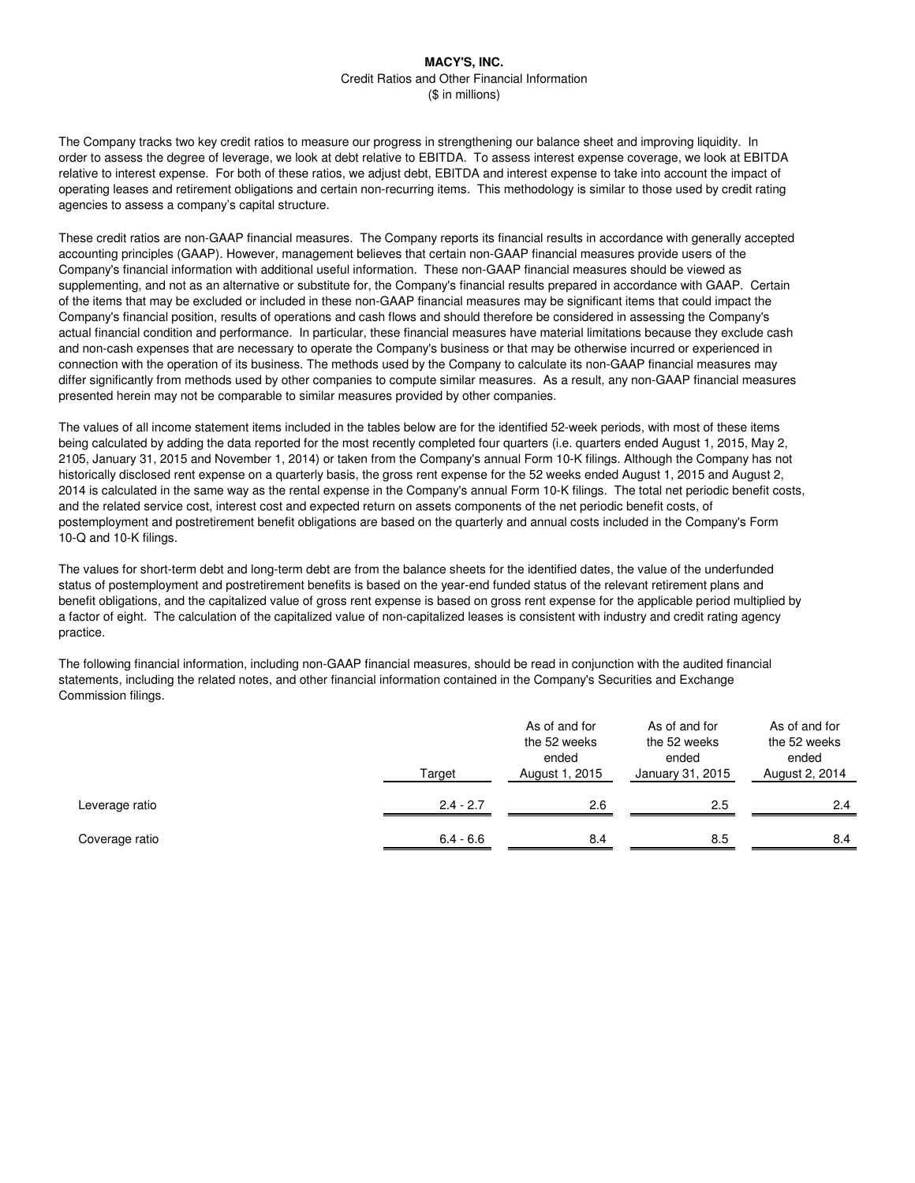# MACY'S, INC.

Credit Ratios and Other Financial Information

($ in millions)

The Company tracks two key credit ratios to measure our progress in strengthening our balance sheet and improving liquidity. In order to assess the degree of leverage, we look at debt relative to EBITDA. To assess interest expense coverage, we look at EBITDA relative to interest expense. For both of these ratios, we adjust debt, EBITDA and interest expense to take into account the impact of operating leases and retirement obligations and certain non-recurring items. This methodology is similar to those used by credit rating agencies to assess a company's capital structure.

These credit ratios are non-GAAP financial measures. The Company reports its financial results in accordance with generally accepted accounting principles (GAAP). However, management believes that certain non-GAAP financial measures provide users of the Company's financial information with additional useful information. These non-GAAP financial measures should be viewed as supplementing, and not as an alternative or substitute for, the Company's financial results prepared in accordance with GAAP. Certain of the items that may be excluded or included in these non-GAAP financial measures may be significant items that could impact the Company's financial position, results of operations and cash flows and should therefore be considered in assessing the Company's actual financial condition and performance. In particular, these financial measures have material limitations because they exclude cash and non-cash expenses that are necessary to operate the Company's business or that may be otherwise incurred or experienced in connection with the operation of its business. The methods used by the Company to calculate its non-GAAP financial measures may differ significantly from methods used by other companies to compute similar measures. As a result, any non-GAAP financial measures presented herein may not be comparable to similar measures provided by other companies.

The values of all income statement items included in the tables below are for the identified 52-week periods, with most of these items being calculated by adding the data reported for the most recently completed four quarters (i.e. quarters ended August 1, 2015, May 2, 2105, January 31, 2015 and November 1, 2014) or taken from the Company's annual Form 10-K filings. Although the Company has not historically disclosed rent expense on a quarterly basis, the gross rent expense for the 52 weeks ended August 1, 2015 and August 2, 2014 is calculated in the same way as the rental expense in the Company's annual Form 10-K filings. The total net periodic benefit costs, and the related service cost, interest cost and expected return on assets components of the net periodic benefit costs, of postemployment and postretirement benefit obligations are based on the quarterly and annual costs included in the Company's Form 10-Q and 10-K filings.

The values for short-term debt and long-term debt are from the balance sheets for the identified dates, the value of the underfunded status of postemployment and postretirement benefits is based on the year-end funded status of the relevant retirement plans and benefit obligations, and the capitalized value of gross rent expense is based on gross rent expense for the applicable period multiplied by a factor of eight. The calculation of the capitalized value of non-capitalized leases is consistent with industry and credit rating agency practice.

The following financial information, including non-GAAP financial measures, should be read in conjunction with the audited financial statements, including the related notes, and other financial information contained in the Company's Securities and Exchange Commission filings.

| | Target | As of and for the 52 weeks ended August 1, 2015 | As of and for the 52 weeks ended January 31, 2015 | As of and for the 52 weeks ended August 2, 2014 |
|---|---|---|---|---|
| Leverage ratio | 2.4 - 2.7 | 2.6 | 2.5 | 2.4 |
| Coverage ratio | 6.4 - 6.6 | 8.4 | 8.5 | 8.4 |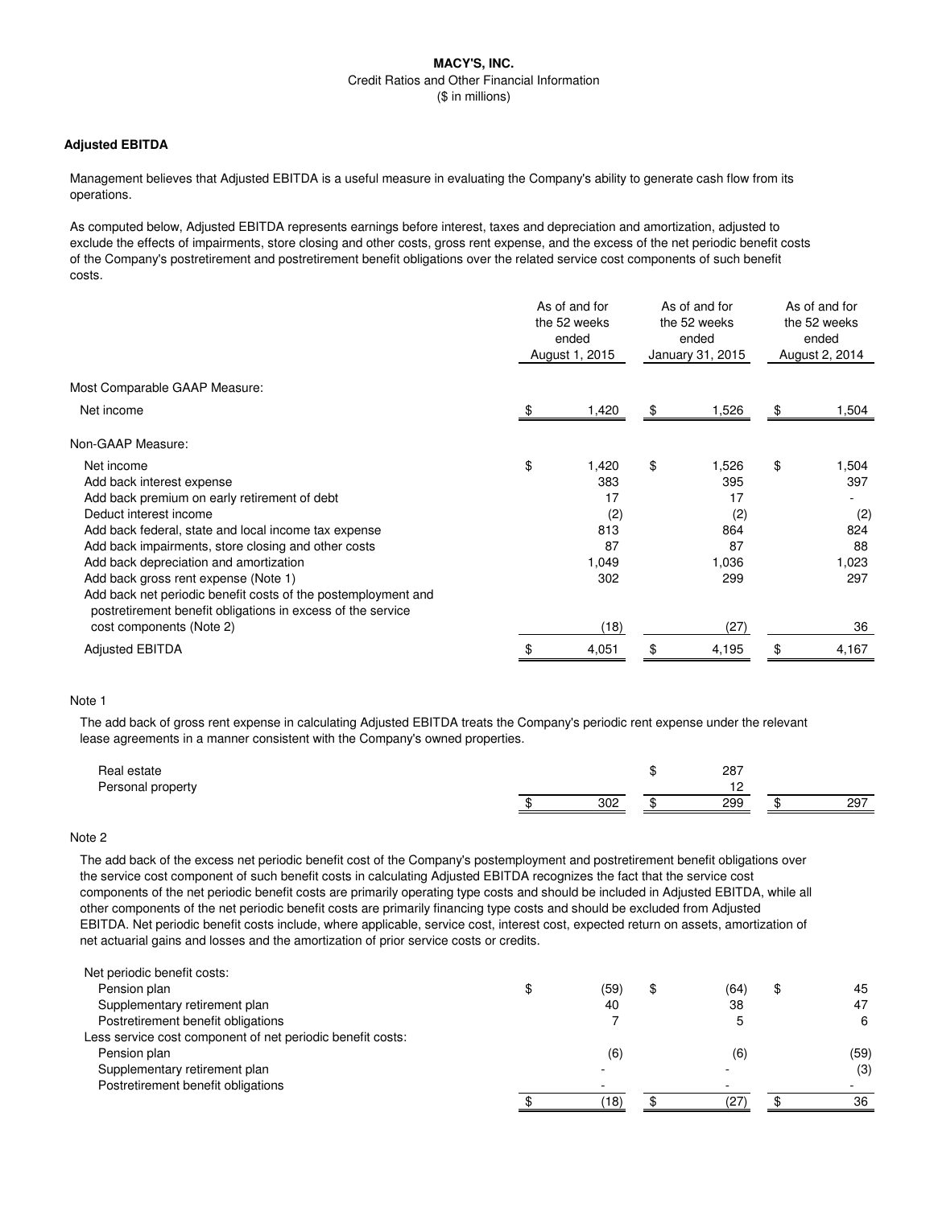**MACY'S, INC.**

Credit Ratios and Other Financial Information

($ in millions)

### Adjusted EBITDA

Management believes that Adjusted EBITDA is a useful measure in evaluating the Company's ability to generate cash flow from its operations.

As computed below, Adjusted EBITDA represents earnings before interest, taxes and depreciation and amortization, adjusted to exclude the effects of impairments, store closing and other costs, gross rent expense, and the excess of the net periodic benefit costs of the Company's postretirement and postretirement benefit obligations over the related service cost components of such benefit costs.

| | As of and for the 52 weeks ended August 1, 2015 | As of and for the 52 weeks ended January 31, 2015 | As of and for the 52 weeks ended August 2, 2014 |
|---|---|---|---|
| Most Comparable GAAP Measure: | | | |
| Net income | $ 1,420 | $ 1,526 | $ 1,504 |
| Non-GAAP Measure: | | | |
| Net income | $ 1,420 | $ 1,526 | $ 1,504 |
| Add back interest expense | 383 | 395 | 397 |
| Add back premium on early retirement of debt | 17 | 17 | - |
| Deduct interest income | (2) | (2) | (2) |
| Add back federal, state and local income tax expense | 813 | 864 | 824 |
| Add back impairments, store closing and other costs | 87 | 87 | 88 |
| Add back depreciation and amortization | 1,049 | 1,036 | 1,023 |
| Add back gross rent expense (Note 1) | 302 | 299 | 297 |
| Add back net periodic benefit costs of the postemployment and postretirement benefit obligations in excess of the service cost components (Note 2) | (18) | (27) | 36 |
| Adjusted EBITDA | $ 4,051 | $ 4,195 | $ 4,167 |

Note 1

The add back of gross rent expense in calculating Adjusted EBITDA treats the Company's periodic rent expense under the relevant lease agreements in a manner consistent with the Company's owned properties.

| | | | |
|---|---|---|---|
| Real estate | | $ 287 | |
| Personal property | | 12 | |
| | $ 302 | $ 299 | $ 297 |

Note 2

The add back of the excess net periodic benefit cost of the Company's postemployment and postretirement benefit obligations over the service cost component of such benefit costs in calculating Adjusted EBITDA recognizes the fact that the service cost components of the net periodic benefit costs are primarily operating type costs and should be included in Adjusted EBITDA, while all other components of the net periodic benefit costs are primarily financing type costs and should be excluded from Adjusted EBITDA. Net periodic benefit costs include, where applicable, service cost, interest cost, expected return on assets, amortization of net actuarial gains and losses and the amortization of prior service costs or credits.

| | | | |
|---|---|---|---|
| Net periodic benefit costs: | | | |
| Pension plan | $ (59) | $ (64) | $ 45 |
| Supplementary retirement plan | 40 | 38 | 47 |
| Postretirement benefit obligations | 7 | 5 | 6 |
| Less service cost component of net periodic benefit costs: | | | |
| Pension plan | (6) | (6) | (59) |
| Supplementary retirement plan | - | - | (3) |
| Postretirement benefit obligations | - | - | - |
| | $ (18) | $ (27) | $ 36 |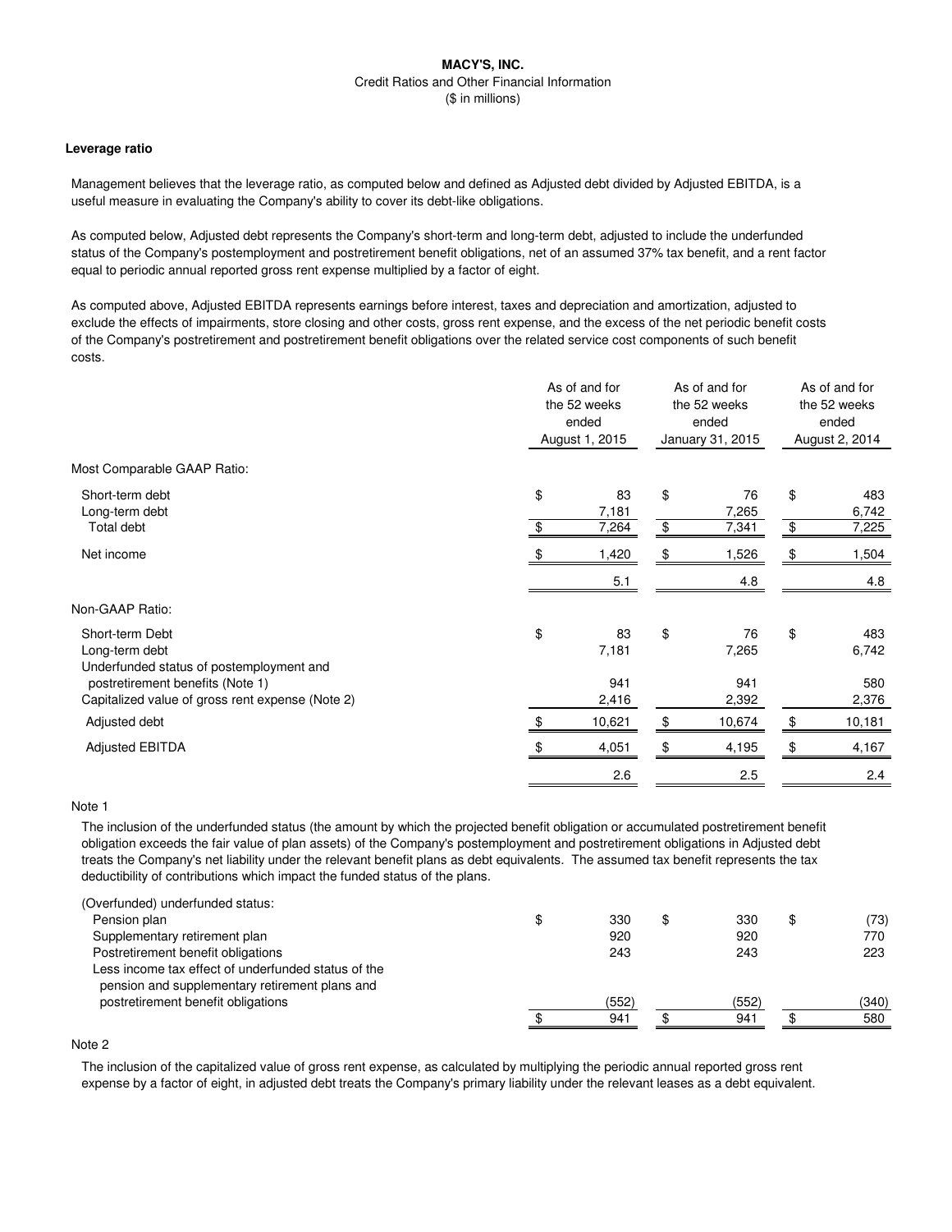**MACY'S, INC.**
Credit Ratios and Other Financial Information
($ in millions)

**Leverage ratio**

Management believes that the leverage ratio, as computed below and defined as Adjusted debt divided by Adjusted EBITDA, is a useful measure in evaluating the Company's ability to cover its debt-like obligations.

As computed below, Adjusted debt represents the Company's short-term and long-term debt, adjusted to include the underfunded status of the Company's postemployment and postretirement benefit obligations, net of an assumed 37% tax benefit, and a rent factor equal to periodic annual reported gross rent expense multiplied by a factor of eight.

As computed above, Adjusted EBITDA represents earnings before interest, taxes and depreciation and amortization, adjusted to exclude the effects of impairments, store closing and other costs, gross rent expense, and the excess of the net periodic benefit costs of the Company's postretirement and postretirement benefit obligations over the related service cost components of such benefit costs.

| | As of and for the 52 weeks ended August 1, 2015 | As of and for the 52 weeks ended January 31, 2015 | As of and for the 52 weeks ended August 2, 2014 |
|---|---|---|---|
| Most Comparable GAAP Ratio: | | | |
| Short-term debt | $ 83 | $ 76 | $ 483 |
| Long-term debt | 7,181 | 7,265 | 6,742 |
| Total debt | $ 7,264 | $ 7,341 | $ 7,225 |
| Net income | $ 1,420 | $ 1,526 | $ 1,504 |
| | 5.1 | 4.8 | 4.8 |
| Non-GAAP Ratio: | | | |
| Short-term Debt | $ 83 | $ 76 | $ 483 |
| Long-term debt | 7,181 | 7,265 | 6,742 |
| Underfunded status of postemployment and postretirement benefits (Note 1) | 941 | 941 | 580 |
| Capitalized value of gross rent expense (Note 2) | 2,416 | 2,392 | 2,376 |
| Adjusted debt | $ 10,621 | $ 10,674 | $ 10,181 |
| Adjusted EBITDA | $ 4,051 | $ 4,195 | $ 4,167 |
| | 2.6 | 2.5 | 2.4 |

Note 1

The inclusion of the underfunded status (the amount by which the projected benefit obligation or accumulated postretirement benefit obligation exceeds the fair value of plan assets) of the Company's postemployment and postretirement obligations in Adjusted debt treats the Company's net liability under the relevant benefit plans as debt equivalents. The assumed tax benefit represents the tax deductibility of contributions which impact the funded status of the plans.

| | | | |
|---|---|---|---|
| (Overfunded) underfunded status: | | | |
| Pension plan | $ 330 | $ 330 | $ (73) |
| Supplementary retirement plan | 920 | 920 | 770 |
| Postretirement benefit obligations | 243 | 243 | 223 |
| Less income tax effect of underfunded status of the pension and supplementary retirement plans and postretirement benefit obligations | (552) | (552) | (340) |
| | $ 941 | $ 941 | $ 580 |

Note 2

The inclusion of the capitalized value of gross rent expense, as calculated by multiplying the periodic annual reported gross rent expense by a factor of eight, in adjusted debt treats the Company's primary liability under the relevant leases as a debt equivalent.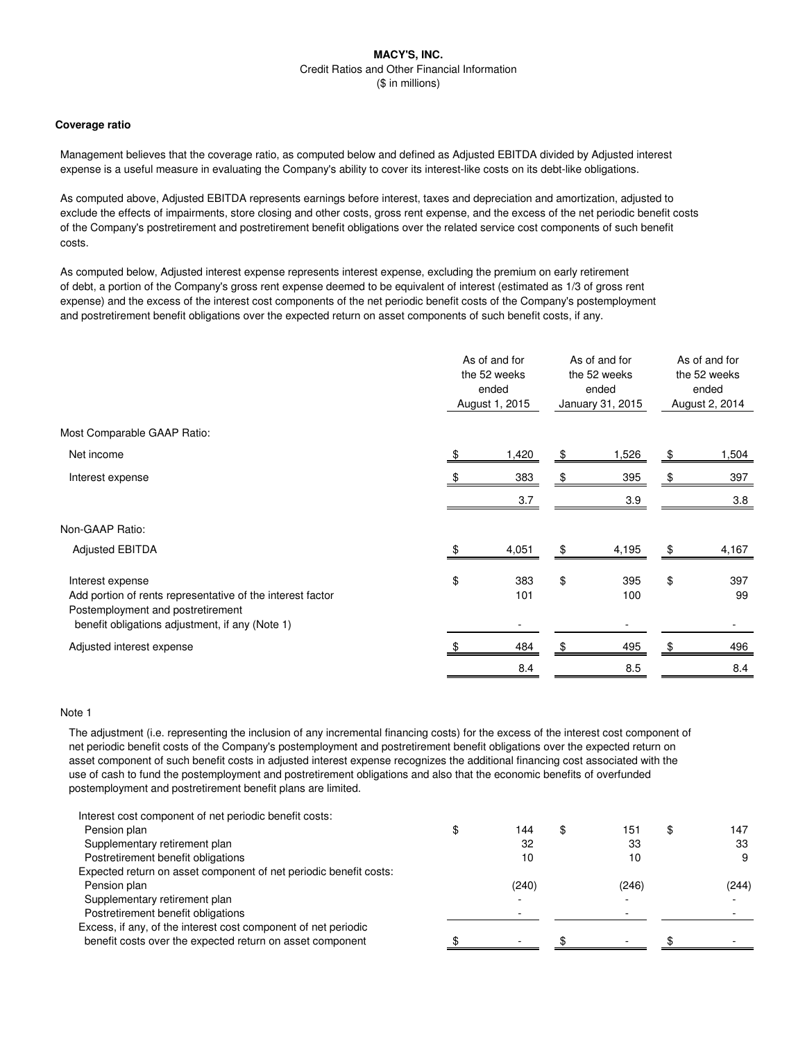**MACY'S, INC.**

Credit Ratios and Other Financial Information

($ in millions)

**Coverage ratio**

Management believes that the coverage ratio, as computed below and defined as Adjusted EBITDA divided by Adjusted interest expense is a useful measure in evaluating the Company's ability to cover its interest-like costs on its debt-like obligations.

As computed above, Adjusted EBITDA represents earnings before interest, taxes and depreciation and amortization, adjusted to exclude the effects of impairments, store closing and other costs, gross rent expense, and the excess of the net periodic benefit costs of the Company's postretirement and postretirement benefit obligations over the related service cost components of such benefit costs.

As computed below, Adjusted interest expense represents interest expense, excluding the premium on early retirement of debt, a portion of the Company's gross rent expense deemed to be equivalent of interest (estimated as 1/3 of gross rent expense) and the excess of the interest cost components of the net periodic benefit costs of the Company's postemployment and postretirement benefit obligations over the expected return on asset components of such benefit costs, if any.

| | As of and for the 52 weeks ended August 1, 2015 | As of and for the 52 weeks ended January 31, 2015 | As of and for the 52 weeks ended August 2, 2014 |
|---|---|---|---|
| Most Comparable GAAP Ratio: | | | |
| Net income | $ 1,420 | $ 1,526 | $ 1,504 |
| Interest expense | $ 383 | $ 395 | $ 397 |
| | 3.7 | 3.9 | 3.8 |
| Non-GAAP Ratio: | | | |
| Adjusted EBITDA | $ 4,051 | $ 4,195 | $ 4,167 |
| Interest expense | $ 383 | $ 395 | $ 397 |
| Add portion of rents representative of the interest factor | 101 | 100 | 99 |
| Postemployment and postretirement benefit obligations adjustment, if any (Note 1) | - | - | - |
| Adjusted interest expense | $ 484 | $ 495 | $ 496 |
| | 8.4 | 8.5 | 8.4 |

Note 1

The adjustment (i.e. representing the inclusion of any incremental financing costs) for the excess of the interest cost component of net periodic benefit costs of the Company's postemployment and postretirement benefit obligations over the expected return on asset component of such benefit costs in adjusted interest expense recognizes the additional financing cost associated with the use of cash to fund the postemployment and postretirement obligations and also that the economic benefits of overfunded postemployment and postretirement benefit plans are limited.

| | | | |
|---|---|---|---|
| Interest cost component of net periodic benefit costs: | | | |
| Pension plan | $ 144 | $ 151 | $ 147 |
| Supplementary retirement plan | 32 | 33 | 33 |
| Postretirement benefit obligations | 10 | 10 | 9 |
| Expected return on asset component of net periodic benefit costs: | | | |
| Pension plan | (240) | (246) | (244) |
| Supplementary retirement plan | - | - | - |
| Postretirement benefit obligations | - | - | - |
| Excess, if any, of the interest cost component of net periodic benefit costs over the expected return on asset component | $ - | $ - | $ - |